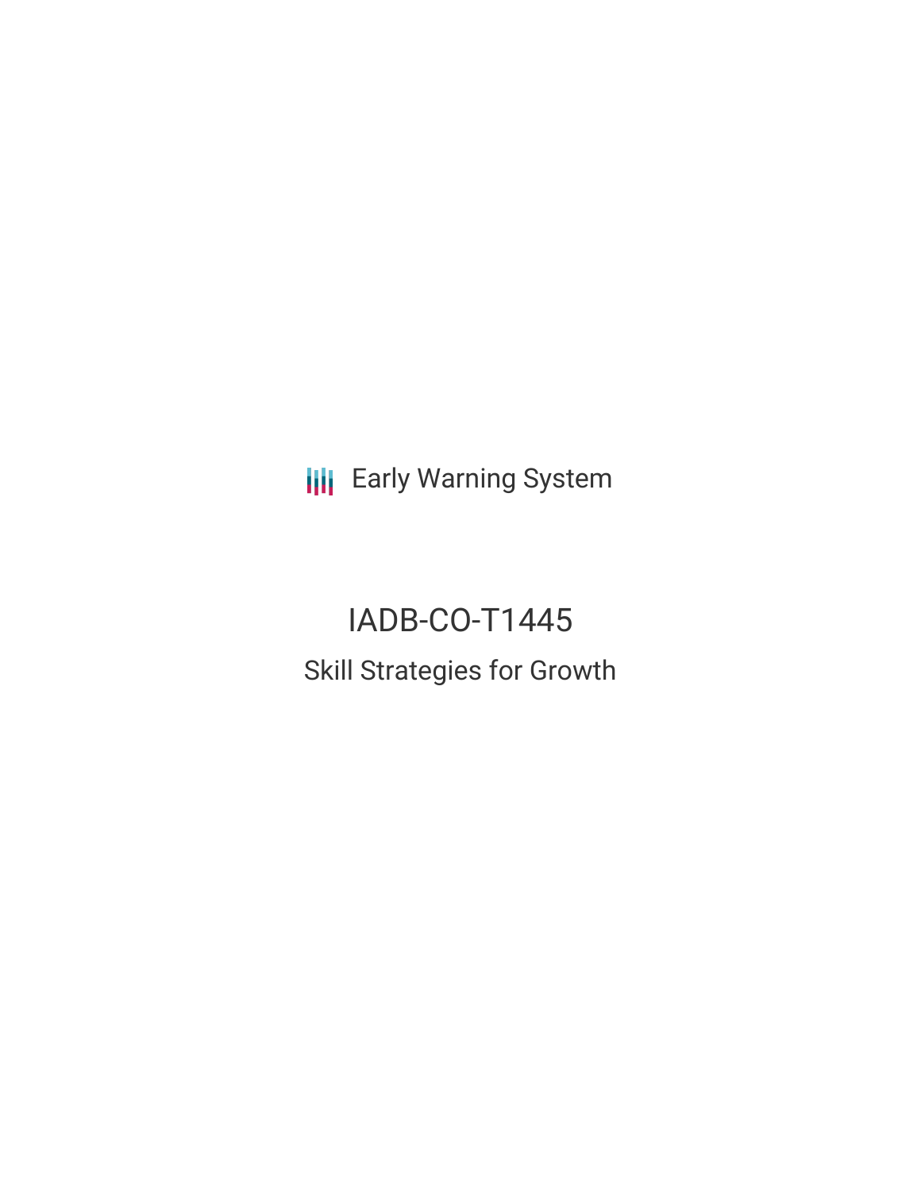Early Warning System

# IADB-CO-T1445

## Skill Strategies for Growth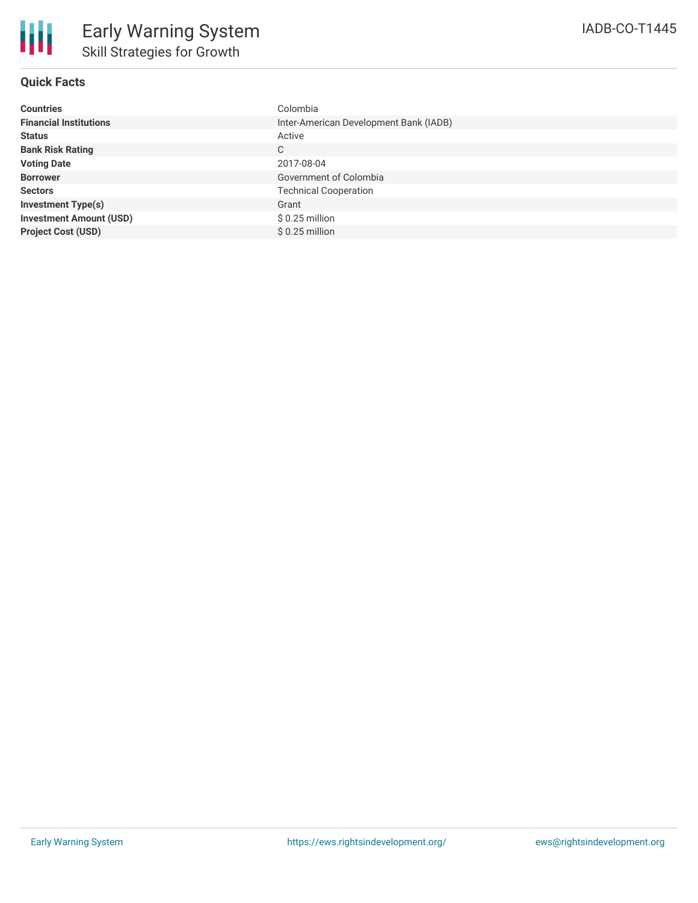# Early Warning System

## Skill Strategies for Growth

IADB-CO-T1445

### Quick Facts

| | |
|---|---|
| **Countries** | Colombia |
| **Financial Institutions** | Inter-American Development Bank (IADB) |
| **Status** | Active |
| **Bank Risk Rating** | C |
| **Voting Date** | 2017-08-04 |
| **Borrower** | Government of Colombia |
| **Sectors** | Technical Cooperation |
| **Investment Type(s)** | Grant |
| **Investment Amount (USD)** | $ 0.25 million |
| **Project Cost (USD)** | $ 0.25 million |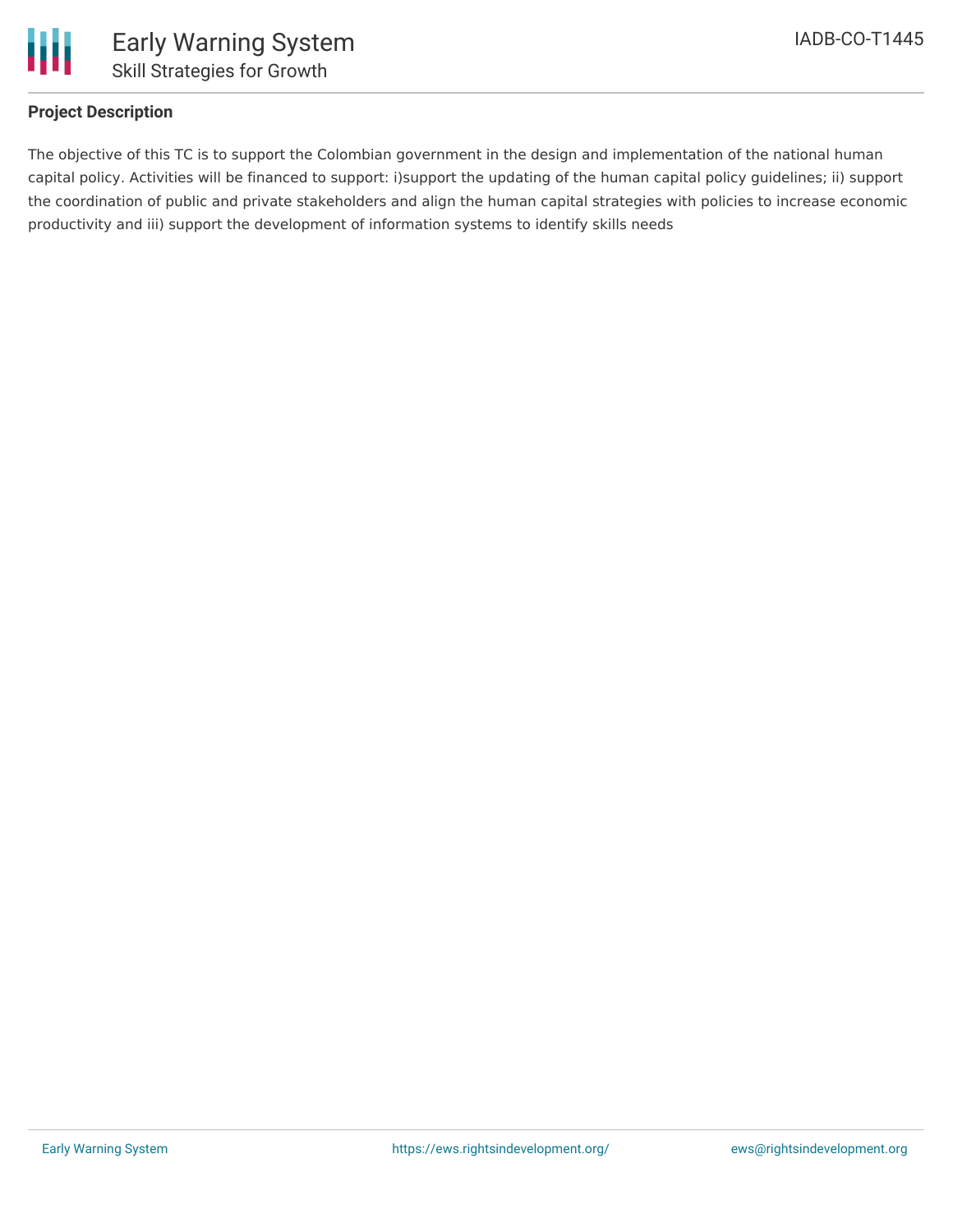## Project Description

The objective of this TC is to support the Colombian government in the design and implementation of the national human capital policy. Activities will be financed to support: i)support the updating of the human capital policy guidelines; ii) support the coordination of public and private stakeholders and align the human capital strategies with policies to increase economic productivity and iii) support the development of information systems to identify skills needs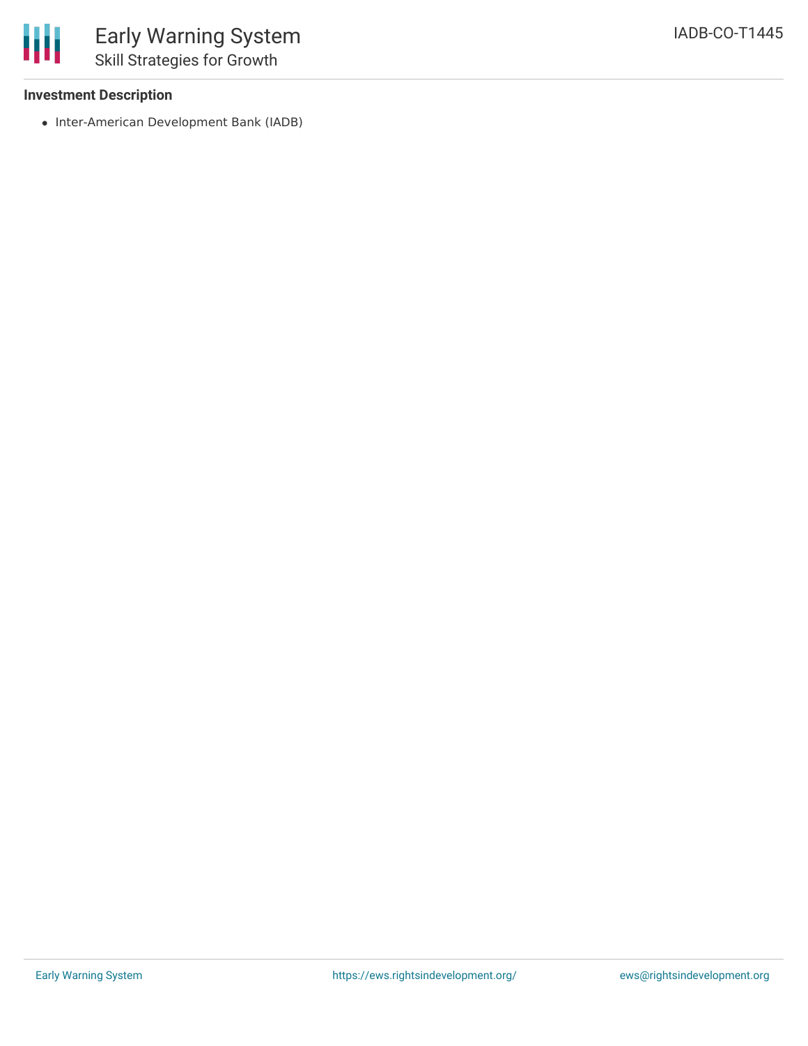**Investment Description**

- Inter-American Development Bank (IADB)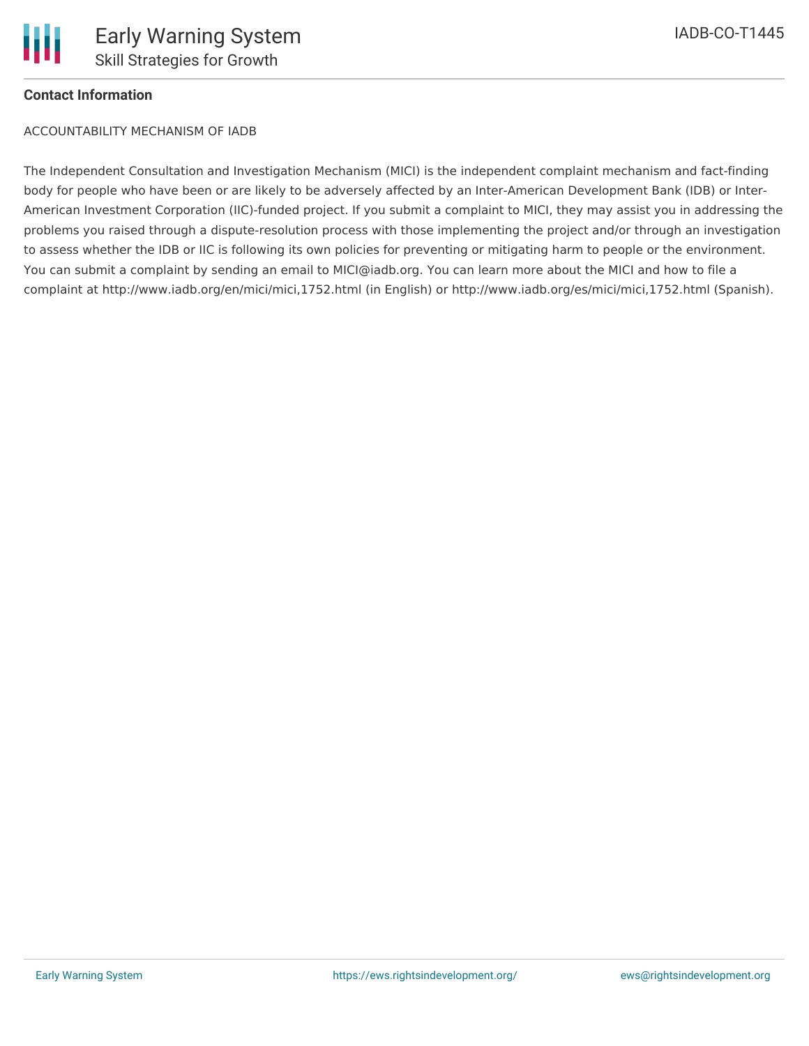**Contact Information**

ACCOUNTABILITY MECHANISM OF IADB

The Independent Consultation and Investigation Mechanism (MICI) is the independent complaint mechanism and fact-finding body for people who have been or are likely to be adversely affected by an Inter-American Development Bank (IDB) or Inter-American Investment Corporation (IIC)-funded project. If you submit a complaint to MICI, they may assist you in addressing the problems you raised through a dispute-resolution process with those implementing the project and/or through an investigation to assess whether the IDB or IIC is following its own policies for preventing or mitigating harm to people or the environment. You can submit a complaint by sending an email to MICI@iadb.org. You can learn more about the MICI and how to file a complaint at http://www.iadb.org/en/mici/mici,1752.html (in English) or http://www.iadb.org/es/mici/mici,1752.html (Spanish).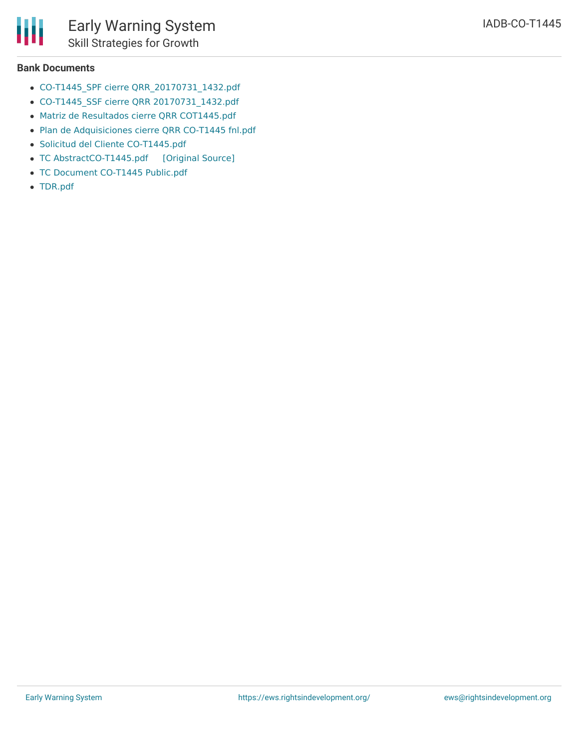**Bank Documents**

- CO-T1445_SPF cierre QRR_20170731_1432.pdf
- CO-T1445_SSF cierre QRR 20170731_1432.pdf
- Matriz de Resultados cierre QRR COT1445.pdf
- Plan de Adquisiciones cierre QRR CO-T1445 fnl.pdf
- Solicitud del Cliente CO-T1445.pdf
- TC AbstractCO-T1445.pdf [Original Source]
- TC Document CO-T1445 Public.pdf
- TDR.pdf